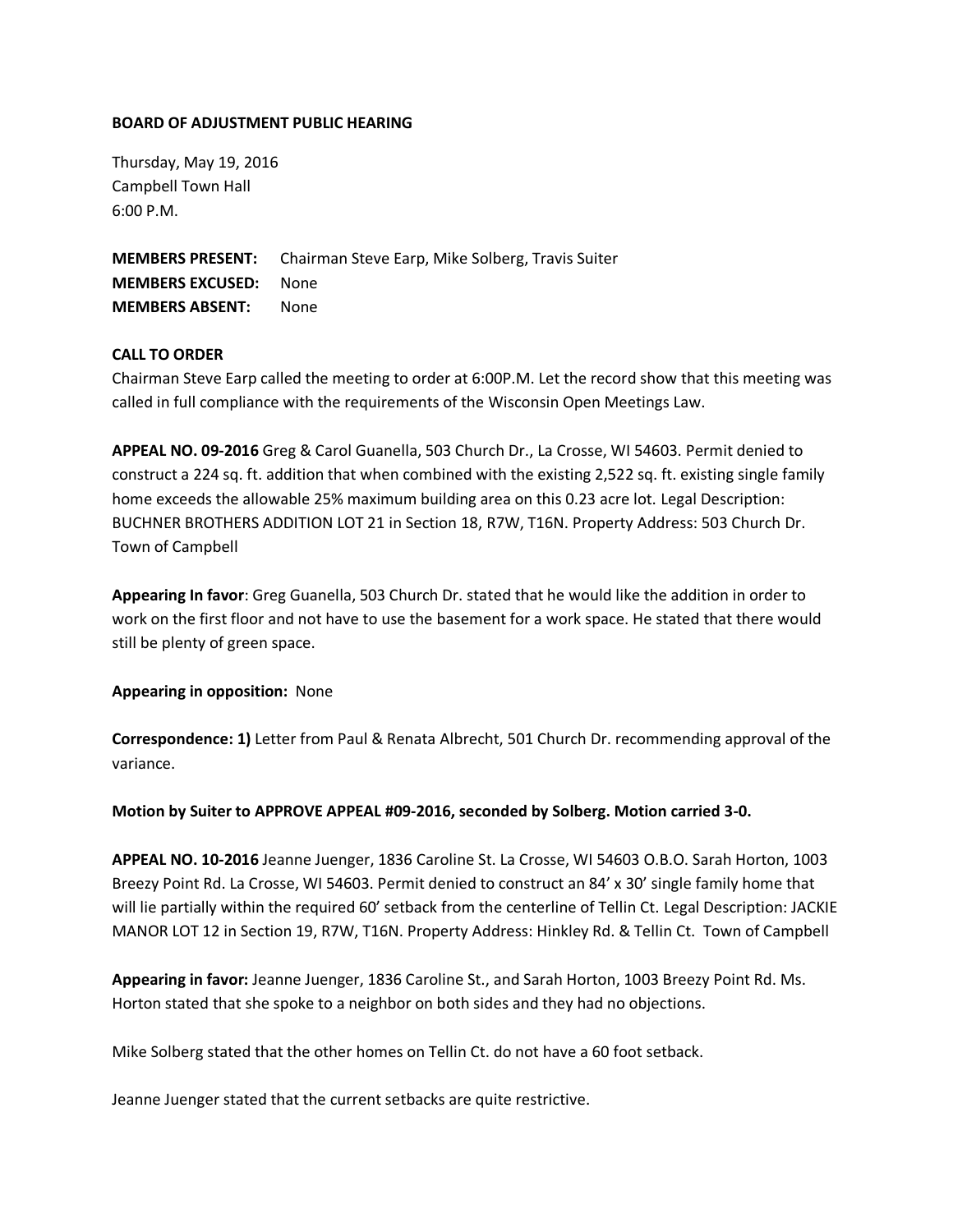**BOARD OF ADJUSTMENT PUBLIC HEARING**

Thursday, May 19, 2016
Campbell Town Hall
6:00 P.M.

**MEMBERS PRESENT:** Chairman Steve Earp, Mike Solberg, Travis Suiter
**MEMBERS EXCUSED:** None
**MEMBERS ABSENT:** None

**CALL TO ORDER**
Chairman Steve Earp called the meeting to order at 6:00P.M. Let the record show that this meeting was called in full compliance with the requirements of the Wisconsin Open Meetings Law.

**APPEAL NO. 09-2016** Greg & Carol Guanella, 503 Church Dr., La Crosse, WI 54603. Permit denied to construct a 224 sq. ft. addition that when combined with the existing 2,522 sq. ft. existing single family home exceeds the allowable 25% maximum building area on this 0.23 acre lot. Legal Description: BUCHNER BROTHERS ADDITION LOT 21 in Section 18, R7W, T16N. Property Address: 503 Church Dr. Town of Campbell

**Appearing In favor**: Greg Guanella, 503 Church Dr. stated that he would like the addition in order to work on the first floor and not have to use the basement for a work space. He stated that there would still be plenty of green space.

**Appearing in opposition:** None

**Correspondence: 1)** Letter from Paul & Renata Albrecht, 501 Church Dr. recommending approval of the variance.

**Motion by Suiter to APPROVE APPEAL #09-2016, seconded by Solberg. Motion carried 3-0.**

**APPEAL NO. 10-2016** Jeanne Juenger, 1836 Caroline St. La Crosse, WI 54603 O.B.O. Sarah Horton, 1003 Breezy Point Rd. La Crosse, WI 54603. Permit denied to construct an 84' x 30' single family home that will lie partially within the required 60' setback from the centerline of Tellin Ct. Legal Description: JACKIE MANOR LOT 12 in Section 19, R7W, T16N. Property Address: Hinkley Rd. & Tellin Ct. Town of Campbell

**Appearing in favor:** Jeanne Juenger, 1836 Caroline St., and Sarah Horton, 1003 Breezy Point Rd. Ms. Horton stated that she spoke to a neighbor on both sides and they had no objections.

Mike Solberg stated that the other homes on Tellin Ct. do not have a 60 foot setback.

Jeanne Juenger stated that the current setbacks are quite restrictive.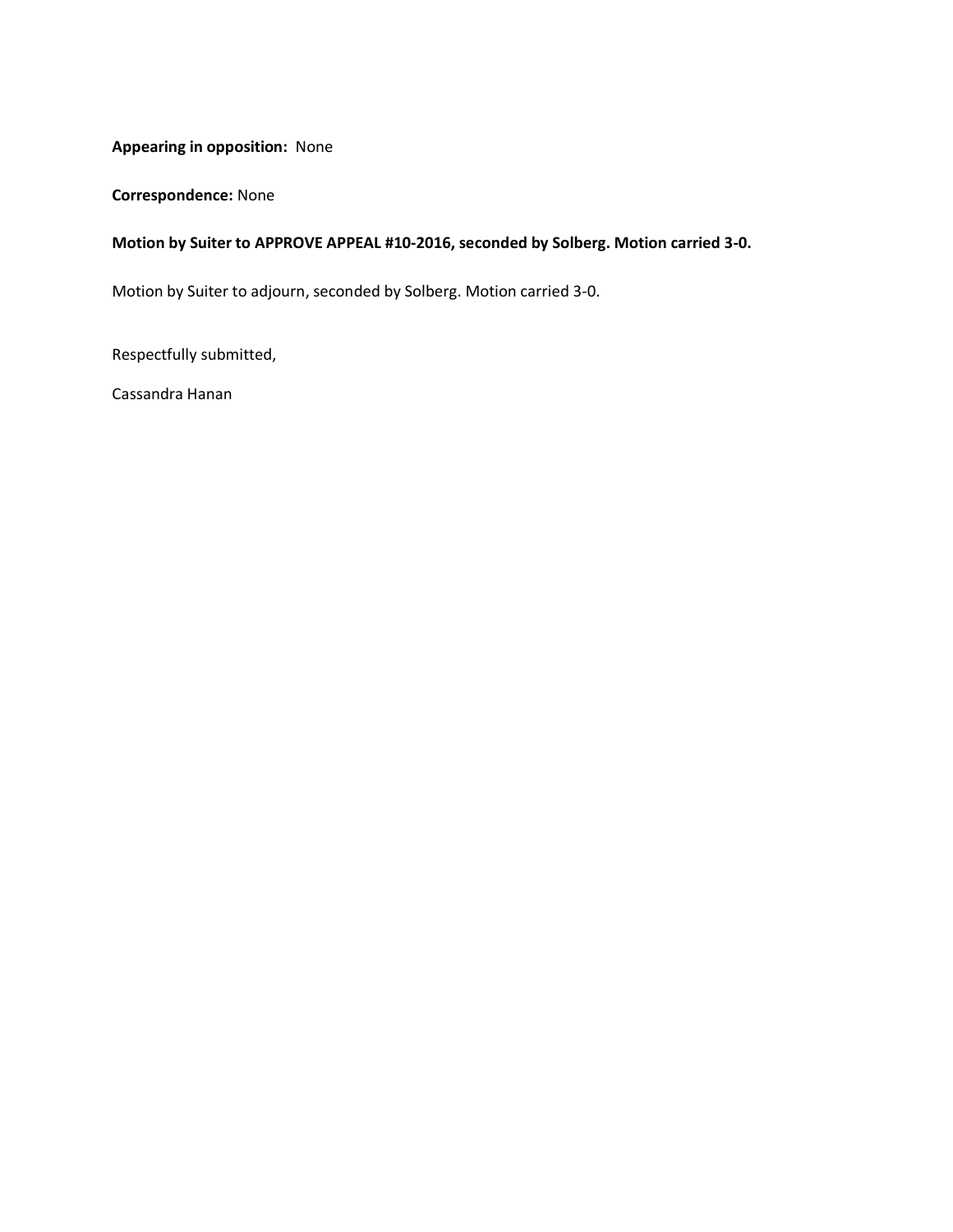**Appearing in opposition:** None

**Correspondence:** None

**Motion by Suiter to APPROVE APPEAL #10-2016, seconded by Solberg. Motion carried 3-0.**

Motion by Suiter to adjourn, seconded by Solberg. Motion carried 3-0.

Respectfully submitted,

Cassandra Hanan